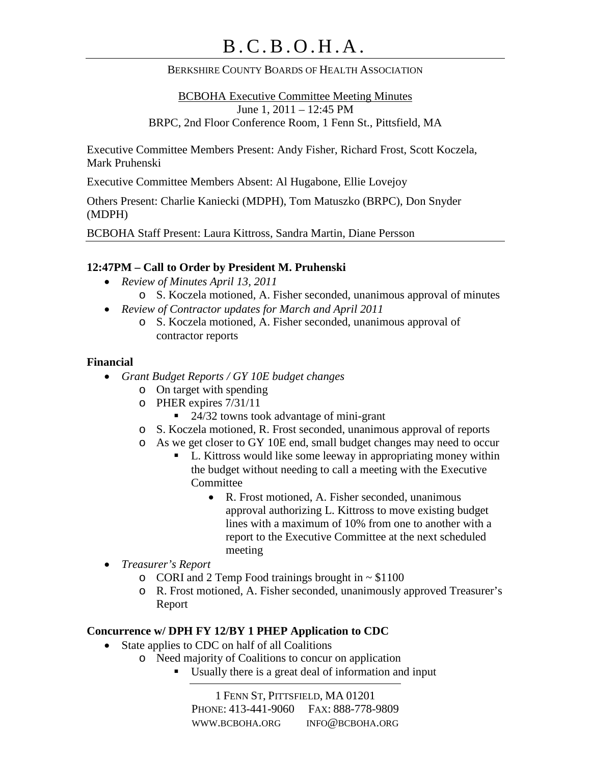# B.C.B.O.H.A.

BERKSHIRE COUNTY BOARDS OF HEALTH ASSOCIATION

BCBOHA Executive Committee Meeting Minutes
June 1, 2011 – 12:45 PM
BRPC, 2nd Floor Conference Room, 1 Fenn St., Pittsfield, MA

Executive Committee Members Present: Andy Fisher, Richard Frost, Scott Koczela, Mark Pruhenski

Executive Committee Members Absent: Al Hugabone, Ellie Lovejoy

Others Present: Charlie Kaniecki (MDPH), Tom Matuszko (BRPC), Don Snyder (MDPH)

BCBOHA Staff Present: Laura Kittross, Sandra Martin, Diane Persson

---

**12:47PM – Call to Order by President M. Pruhenski**

- *Review of Minutes April 13, 2011*
  - S. Koczela motioned, A. Fisher seconded, unanimous approval of minutes
- *Review of Contractor updates for March and April 2011*
  - S. Koczela motioned, A. Fisher seconded, unanimous approval of contractor reports

**Financial**

- *Grant Budget Reports / GY 10E budget changes*
  - On target with spending
  - PHER expires 7/31/11
    - 24/32 towns took advantage of mini-grant
  - S. Koczela motioned, R. Frost seconded, unanimous approval of reports
  - As we get closer to GY 10E end, small budget changes may need to occur
    - L. Kittross would like some leeway in appropriating money within the budget without needing to call a meeting with the Executive Committee
      - R. Frost motioned, A. Fisher seconded, unanimous approval authorizing L. Kittross to move existing budget lines with a maximum of 10% from one to another with a report to the Executive Committee at the next scheduled meeting
- *Treasurer's Report*
  - CORI and 2 Temp Food trainings brought in ~ $1100
  - R. Frost motioned, A. Fisher seconded, unanimously approved Treasurer's Report

**Concurrence w/ DPH FY 12/BY 1 PHEP Application to CDC**

- State applies to CDC on half of all Coalitions
  - Need majority of Coalitions to concur on application
    - Usually there is a great deal of information and input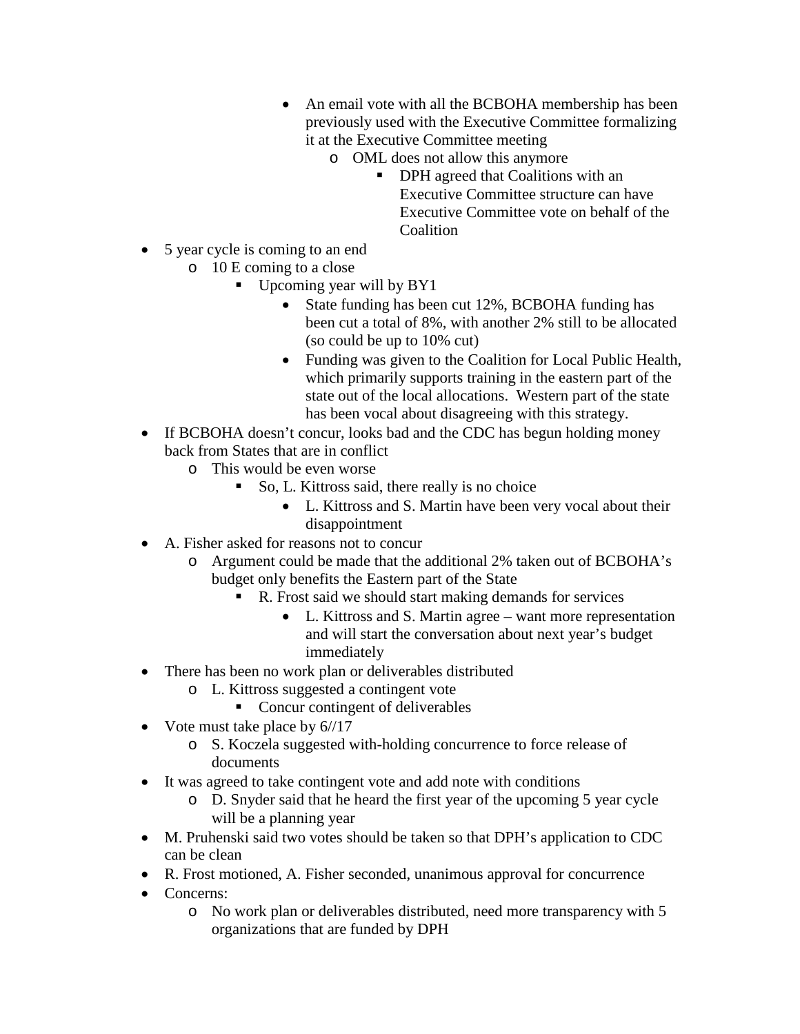- An email vote with all the BCBOHA membership has been previously used with the Executive Committee formalizing it at the Executive Committee meeting
                - OML does not allow this anymore
                    - DPH agreed that Coalitions with an Executive Committee structure can have Executive Committee vote on behalf of the Coalition

- 5 year cycle is coming to an end
    - 10 E coming to a close
        - Upcoming year will by BY1
            - State funding has been cut 12%, BCBOHA funding has been cut a total of 8%, with another 2% still to be allocated (so could be up to 10% cut)
            - Funding was given to the Coalition for Local Public Health, which primarily supports training in the eastern part of the state out of the local allocations. Western part of the state has been vocal about disagreeing with this strategy.
- If BCBOHA doesn't concur, looks bad and the CDC has begun holding money back from States that are in conflict
    - This would be even worse
        - So, L. Kittross said, there really is no choice
            - L. Kittross and S. Martin have been very vocal about their disappointment
- A. Fisher asked for reasons not to concur
    - Argument could be made that the additional 2% taken out of BCBOHA's budget only benefits the Eastern part of the State
        - R. Frost said we should start making demands for services
            - L. Kittross and S. Martin agree – want more representation and will start the conversation about next year's budget immediately
- There has been no work plan or deliverables distributed
    - L. Kittross suggested a contingent vote
        - Concur contingent of deliverables
- Vote must take place by 6//17
    - S. Koczela suggested with-holding concurrence to force release of documents
- It was agreed to take contingent vote and add note with conditions
    - D. Snyder said that he heard the first year of the upcoming 5 year cycle will be a planning year
- M. Pruhenski said two votes should be taken so that DPH's application to CDC can be clean
- R. Frost motioned, A. Fisher seconded, unanimous approval for concurrence
- Concerns:
    - No work plan or deliverables distributed, need more transparency with 5 organizations that are funded by DPH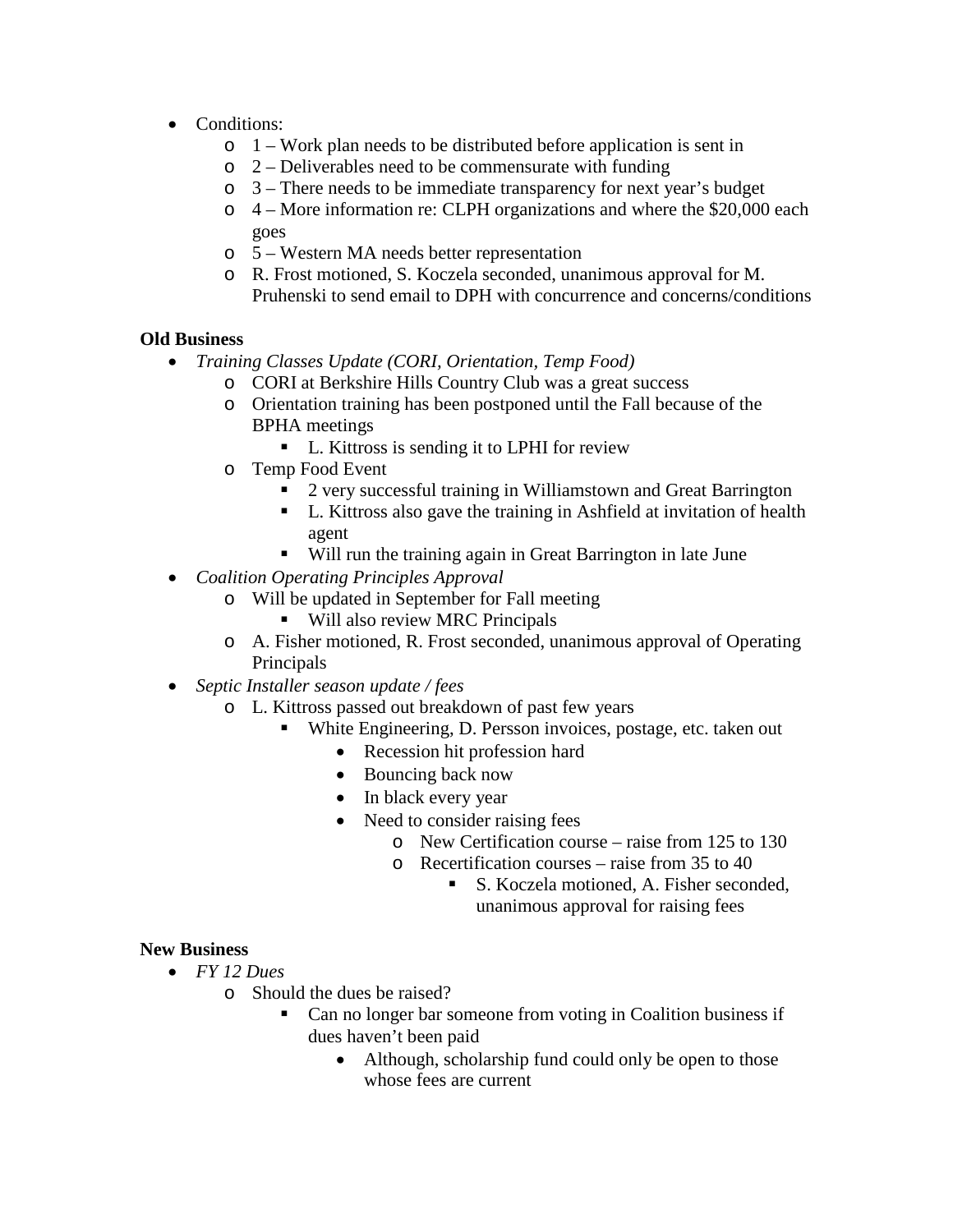- Conditions:
    - 1 – Work plan needs to be distributed before application is sent in
    - 2 – Deliverables need to be commensurate with funding
    - 3 – There needs to be immediate transparency for next year's budget
    - 4 – More information re: CLPH organizations and where the $20,000 each goes
    - 5 – Western MA needs better representation
    - R. Frost motioned, S. Koczela seconded, unanimous approval for M. Pruhenski to send email to DPH with concurrence and concerns/conditions

**Old Business**

- *Training Classes Update (CORI, Orientation, Temp Food)*
    - CORI at Berkshire Hills Country Club was a great success
    - Orientation training has been postponed until the Fall because of the BPHA meetings
        - L. Kittross is sending it to LPHI for review
    - Temp Food Event
        - 2 very successful training in Williamstown and Great Barrington
        - L. Kittross also gave the training in Ashfield at invitation of health agent
        - Will run the training again in Great Barrington in late June
- *Coalition Operating Principles Approval*
    - Will be updated in September for Fall meeting
        - Will also review MRC Principals
    - A. Fisher motioned, R. Frost seconded, unanimous approval of Operating Principals
- *Septic Installer season update / fees*
    - L. Kittross passed out breakdown of past few years
        - White Engineering, D. Persson invoices, postage, etc. taken out
            - Recession hit profession hard
            - Bouncing back now
            - In black every year
            - Need to consider raising fees
                - New Certification course – raise from 125 to 130
                - Recertification courses – raise from 35 to 40
                    - S. Koczela motioned, A. Fisher seconded, unanimous approval for raising fees

**New Business**

- *FY 12 Dues*
    - Should the dues be raised?
        - Can no longer bar someone from voting in Coalition business if dues haven't been paid
            - Although, scholarship fund could only be open to those whose fees are current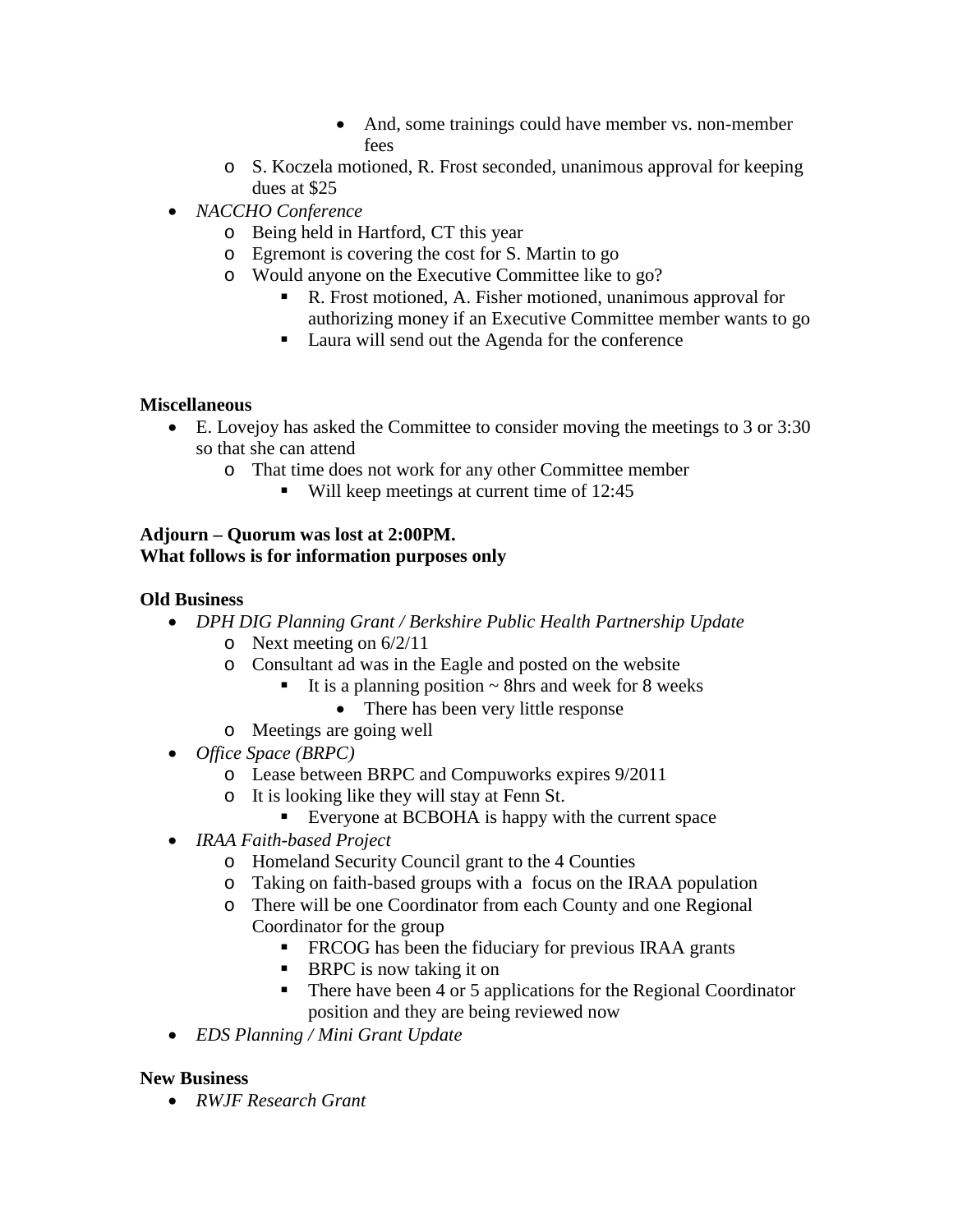- And, some trainings could have member vs. non-member fees
  - S. Koczela motioned, R. Frost seconded, unanimous approval for keeping dues at $25
- *NACCHO Conference*
  - Being held in Hartford, CT this year
  - Egremont is covering the cost for S. Martin to go
  - Would anyone on the Executive Committee like to go?
    - R. Frost motioned, A. Fisher motioned, unanimous approval for authorizing money if an Executive Committee member wants to go
    - Laura will send out the Agenda for the conference

**Miscellaneous**

- E. Lovejoy has asked the Committee to consider moving the meetings to 3 or 3:30 so that she can attend
  - That time does not work for any other Committee member
    - Will keep meetings at current time of 12:45

**Adjourn – Quorum was lost at 2:00PM.**
**What follows is for information purposes only**

**Old Business**

- *DPH DIG Planning Grant / Berkshire Public Health Partnership Update*
  - Next meeting on 6/2/11
  - Consultant ad was in the Eagle and posted on the website
    - It is a planning position ~ 8hrs and week for 8 weeks
      - There has been very little response
  - Meetings are going well
- *Office Space (BRPC)*
  - Lease between BRPC and Compuworks expires 9/2011
  - It is looking like they will stay at Fenn St.
    - Everyone at BCBOHA is happy with the current space
- *IRAA Faith-based Project*
  - Homeland Security Council grant to the 4 Counties
  - Taking on faith-based groups with a focus on the IRAA population
  - There will be one Coordinator from each County and one Regional Coordinator for the group
    - FRCOG has been the fiduciary for previous IRAA grants
    - BRPC is now taking it on
    - There have been 4 or 5 applications for the Regional Coordinator position and they are being reviewed now
- *EDS Planning / Mini Grant Update*

**New Business**

- *RWJF Research Grant*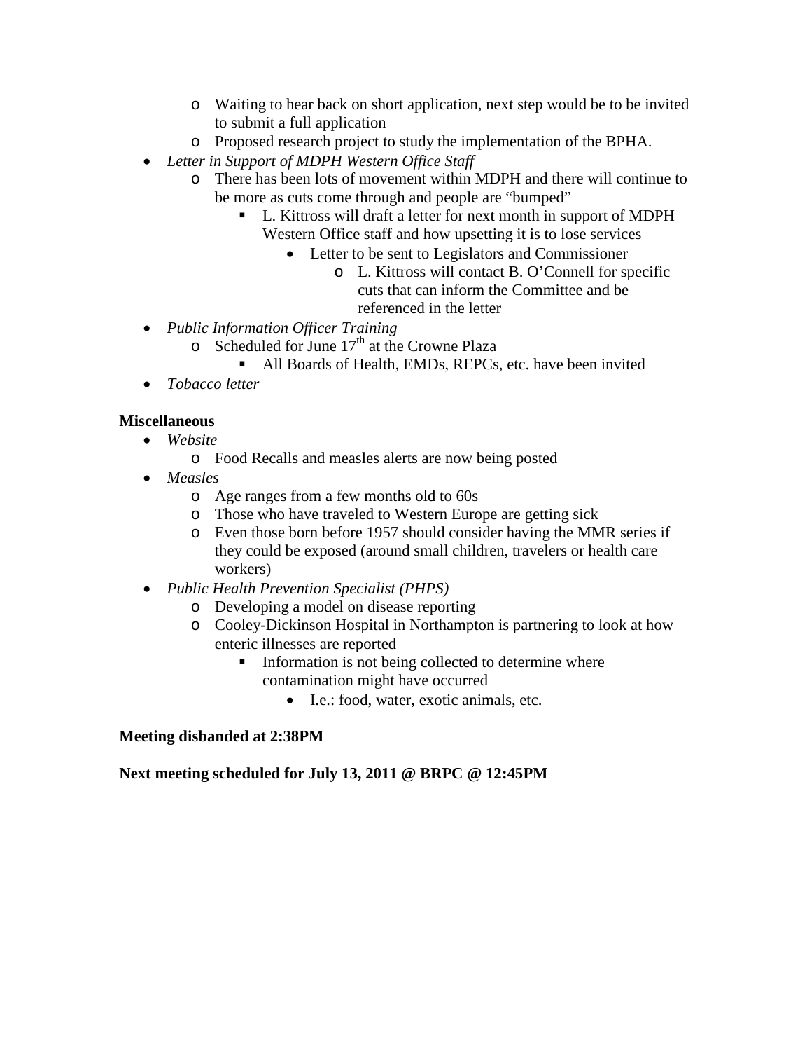- Waiting to hear back on short application, next step would be to be invited to submit a full application
    - Proposed research project to study the implementation of the BPHA.
- *Letter in Support of MDPH Western Office Staff*
    - There has been lots of movement within MDPH and there will continue to be more as cuts come through and people are "bumped"
        - L. Kittross will draft a letter for next month in support of MDPH Western Office staff and how upsetting it is to lose services
            - Letter to be sent to Legislators and Commissioner
                - L. Kittross will contact B. O'Connell for specific cuts that can inform the Committee and be referenced in the letter
- *Public Information Officer Training*
    - Scheduled for June 17th at the Crowne Plaza
        - All Boards of Health, EMDs, REPCs, etc. have been invited
- *Tobacco letter*

**Miscellaneous**

- *Website*
    - Food Recalls and measles alerts are now being posted
- *Measles*
    - Age ranges from a few months old to 60s
    - Those who have traveled to Western Europe are getting sick
    - Even those born before 1957 should consider having the MMR series if they could be exposed (around small children, travelers or health care workers)
- *Public Health Prevention Specialist (PHPS)*
    - Developing a model on disease reporting
    - Cooley-Dickinson Hospital in Northampton is partnering to look at how enteric illnesses are reported
        - Information is not being collected to determine where contamination might have occurred
            - I.e.: food, water, exotic animals, etc.

**Meeting disbanded at 2:38PM**

**Next meeting scheduled for July 13, 2011 @ BRPC @ 12:45PM**